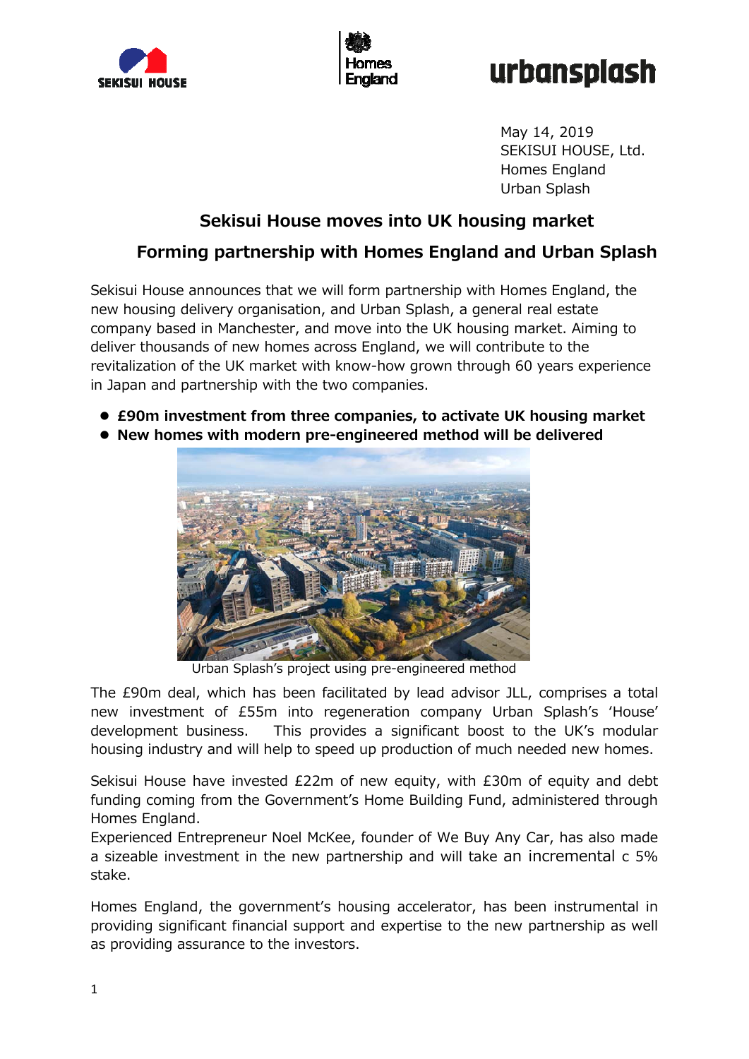May 14, 2019
SEKISUI HOUSE, Ltd.
Homes England
Urban Splash

# Sekisui House moves into UK housing market

## Forming partnership with Homes England and Urban Splash

Sekisui House announces that we will form partnership with Homes England, the new housing delivery organisation, and Urban Splash, a general real estate company based in Manchester, and move into the UK housing market. Aiming to deliver thousands of new homes across England, we will contribute to the revitalization of the UK market with know-how grown through 60 years experience in Japan and partnership with the two companies.

- **£90m investment from three companies, to activate UK housing market**
- **New homes with modern pre-engineered method will be delivered**

Urban Splash's project using pre-engineered method

The £90m deal, which has been facilitated by lead advisor JLL, comprises a total new investment of £55m into regeneration company Urban Splash's 'House' development business. This provides a significant boost to the UK's modular housing industry and will help to speed up production of much needed new homes.

Sekisui House have invested £22m of new equity, with £30m of equity and debt funding coming from the Government's Home Building Fund, administered through Homes England.
Experienced Entrepreneur Noel McKee, founder of We Buy Any Car, has also made a sizeable investment in the new partnership and will take an incremental c 5% stake.

Homes England, the government's housing accelerator, has been instrumental in providing significant financial support and expertise to the new partnership as well as providing assurance to the investors.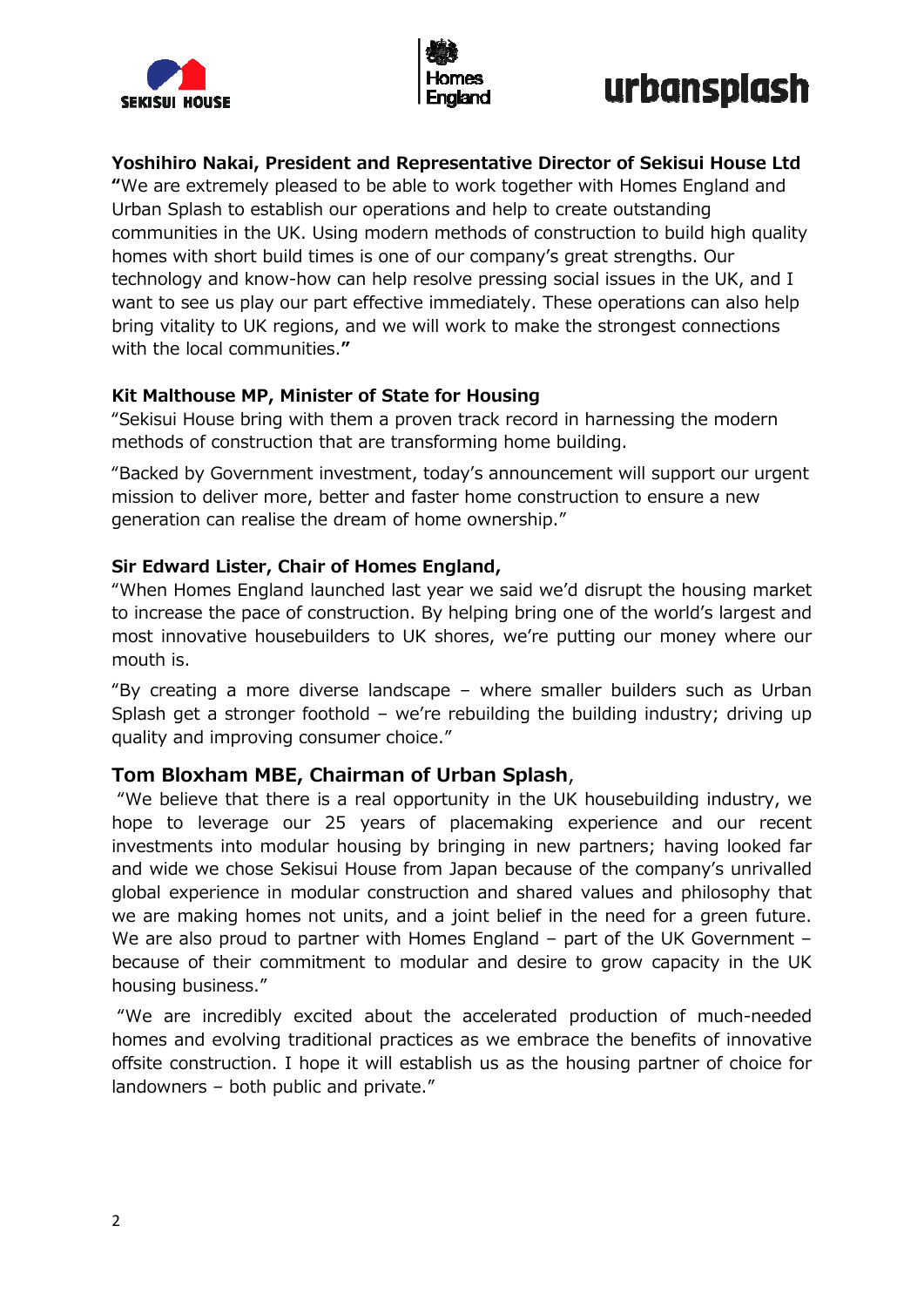**Yoshihiro Nakai, President and Representative Director of Sekisui House Ltd**

**"**We are extremely pleased to be able to work together with Homes England and Urban Splash to establish our operations and help to create outstanding communities in the UK. Using modern methods of construction to build high quality homes with short build times is one of our company's great strengths. Our technology and know-how can help resolve pressing social issues in the UK, and I want to see us play our part effective immediately. These operations can also help bring vitality to UK regions, and we will work to make the strongest connections with the local communities.**"**

**Kit Malthouse MP, Minister of State for Housing**

"Sekisui House bring with them a proven track record in harnessing the modern methods of construction that are transforming home building.

"Backed by Government investment, today's announcement will support our urgent mission to deliver more, better and faster home construction to ensure a new generation can realise the dream of home ownership."

**Sir Edward Lister, Chair of Homes England,**

"When Homes England launched last year we said we'd disrupt the housing market to increase the pace of construction. By helping bring one of the world's largest and most innovative housebuilders to UK shores, we're putting our money where our mouth is.

"By creating a more diverse landscape – where smaller builders such as Urban Splash get a stronger foothold – we're rebuilding the building industry; driving up quality and improving consumer choice."

**Tom Bloxham MBE, Chairman of Urban Splash**,

"We believe that there is a real opportunity in the UK housebuilding industry, we hope to leverage our 25 years of placemaking experience and our recent investments into modular housing by bringing in new partners; having looked far and wide we chose Sekisui House from Japan because of the company's unrivalled global experience in modular construction and shared values and philosophy that we are making homes not units, and a joint belief in the need for a green future. We are also proud to partner with Homes England – part of the UK Government – because of their commitment to modular and desire to grow capacity in the UK housing business."

"We are incredibly excited about the accelerated production of much-needed homes and evolving traditional practices as we embrace the benefits of innovative offsite construction. I hope it will establish us as the housing partner of choice for landowners – both public and private."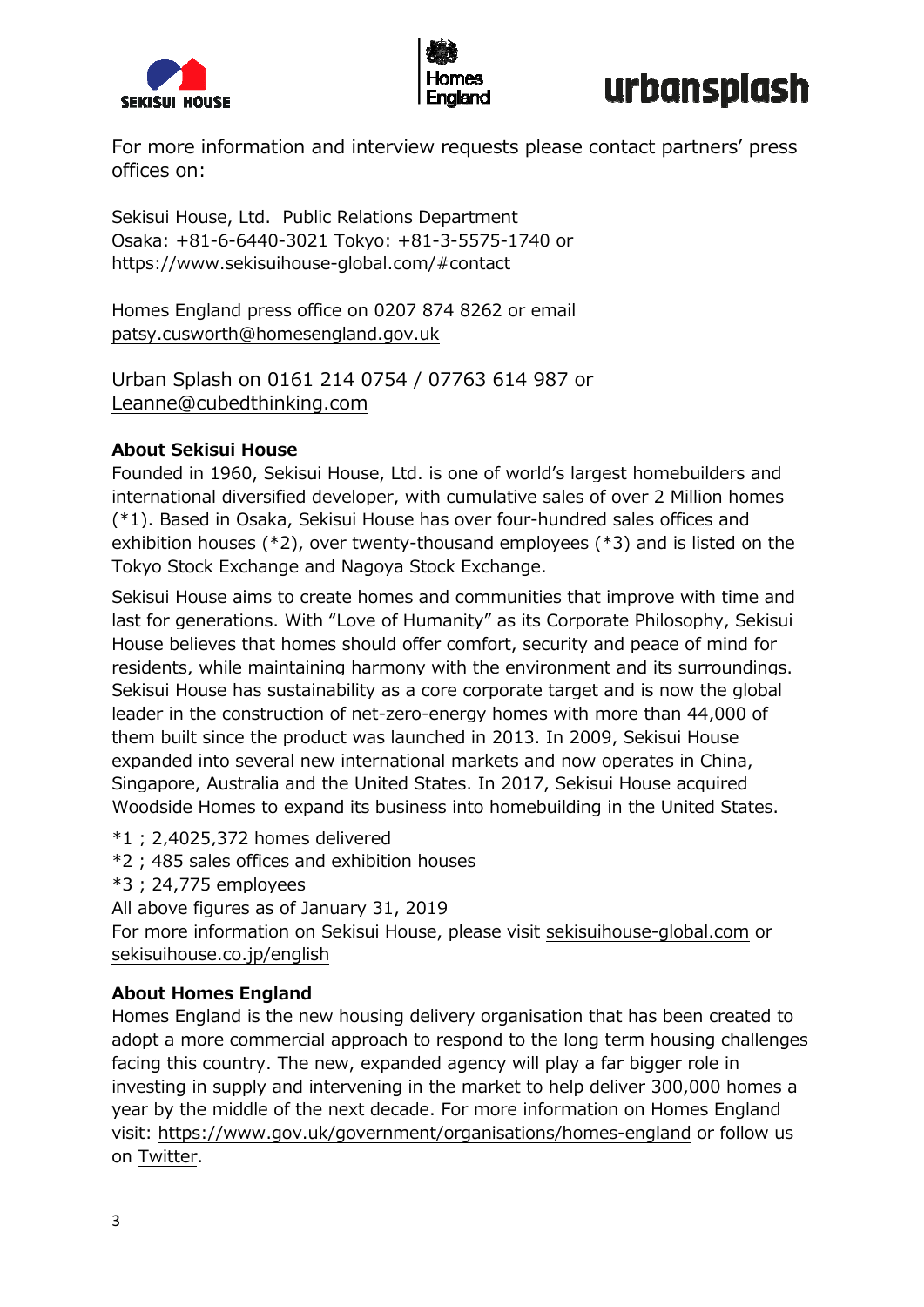For more information and interview requests please contact partners' press offices on:

Sekisui House, Ltd. Public Relations Department
Osaka: +81-6-6440-3021 Tokyo: +81-3-5575-1740 or
https://www.sekisuihouse-global.com/#contact

Homes England press office on 0207 874 8262 or email
patsy.cusworth@homesengland.gov.uk

Urban Splash on 0161 214 0754 / 07763 614 987 or
Leanne@cubedthinking.com

**About Sekisui House**

Founded in 1960, Sekisui House, Ltd. is one of world's largest homebuilders and international diversified developer, with cumulative sales of over 2 Million homes (*1). Based in Osaka, Sekisui House has over four-hundred sales offices and exhibition houses (*2), over twenty-thousand employees (*3) and is listed on the Tokyo Stock Exchange and Nagoya Stock Exchange.

Sekisui House aims to create homes and communities that improve with time and last for generations. With "Love of Humanity" as its Corporate Philosophy, Sekisui House believes that homes should offer comfort, security and peace of mind for residents, while maintaining harmony with the environment and its surroundings. Sekisui House has sustainability as a core corporate target and is now the global leader in the construction of net-zero-energy homes with more than 44,000 of them built since the product was launched in 2013. In 2009, Sekisui House expanded into several new international markets and now operates in China, Singapore, Australia and the United States. In 2017, Sekisui House acquired Woodside Homes to expand its business into homebuilding in the United States.

*1 ; 2,4025,372 homes delivered
*2 ; 485 sales offices and exhibition houses
*3 ; 24,775 employees
All above figures as of January 31, 2019
For more information on Sekisui House, please visit sekisuihouse-global.com or sekisuihouse.co.jp/english

**About Homes England**

Homes England is the new housing delivery organisation that has been created to adopt a more commercial approach to respond to the long term housing challenges facing this country. The new, expanded agency will play a far bigger role in investing in supply and intervening in the market to help deliver 300,000 homes a year by the middle of the next decade. For more information on Homes England visit: https://www.gov.uk/government/organisations/homes-england or follow us on Twitter.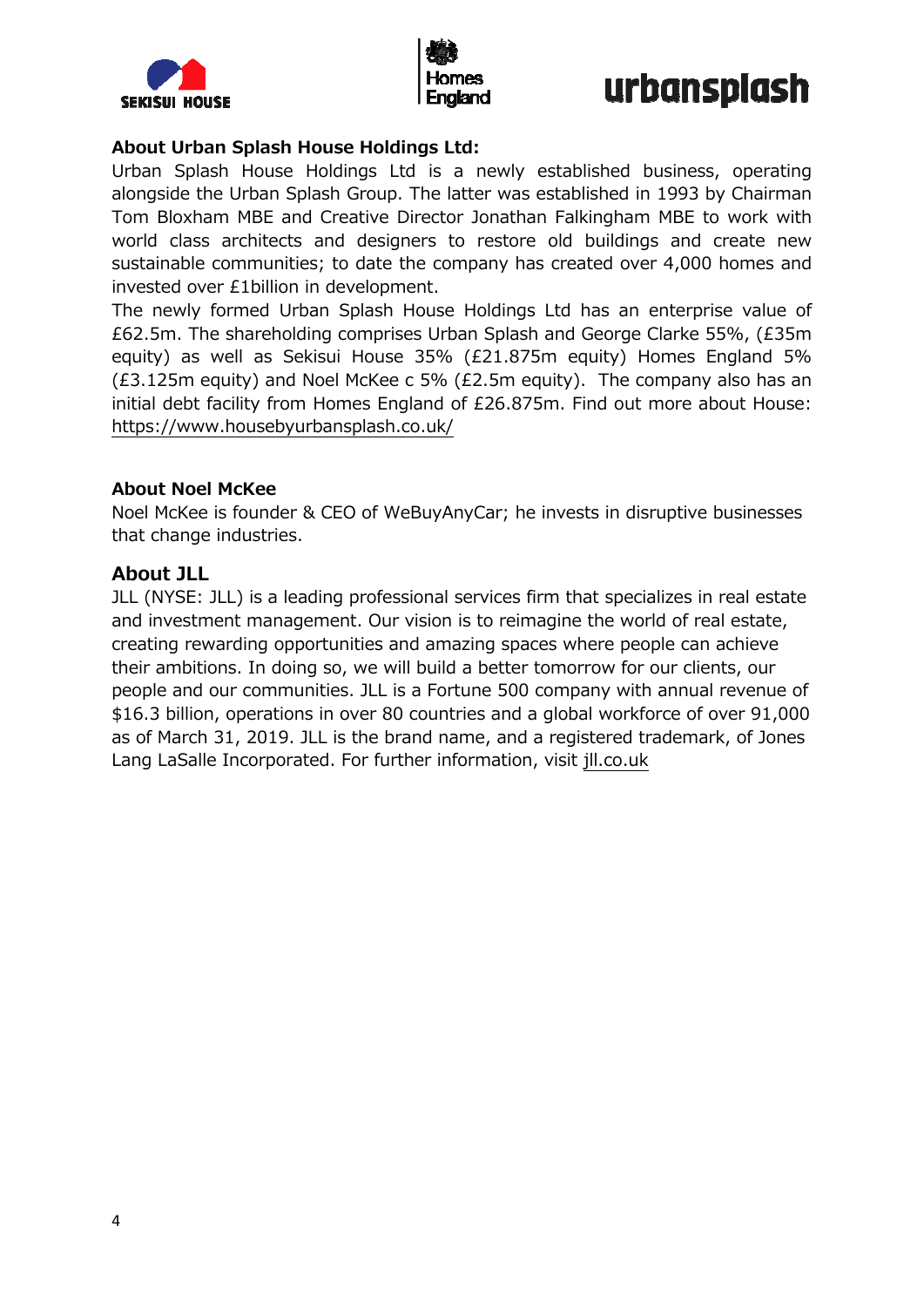**About Urban Splash House Holdings Ltd:**

Urban Splash House Holdings Ltd is a newly established business, operating alongside the Urban Splash Group. The latter was established in 1993 by Chairman Tom Bloxham MBE and Creative Director Jonathan Falkingham MBE to work with world class architects and designers to restore old buildings and create new sustainable communities; to date the company has created over 4,000 homes and invested over £1billion in development.

The newly formed Urban Splash House Holdings Ltd has an enterprise value of £62.5m. The shareholding comprises Urban Splash and George Clarke 55%, (£35m equity) as well as Sekisui House 35% (£21.875m equity) Homes England 5% (£3.125m equity) and Noel McKee c 5% (£2.5m equity). The company also has an initial debt facility from Homes England of £26.875m. Find out more about House: https://www.housebyurbansplash.co.uk/

**About Noel McKee**

Noel McKee is founder & CEO of WeBuyAnyCar; he invests in disruptive businesses that change industries.

## About JLL

JLL (NYSE: JLL) is a leading professional services firm that specializes in real estate and investment management. Our vision is to reimagine the world of real estate, creating rewarding opportunities and amazing spaces where people can achieve their ambitions. In doing so, we will build a better tomorrow for our clients, our people and our communities. JLL is a Fortune 500 company with annual revenue of $16.3 billion, operations in over 80 countries and a global workforce of over 91,000 as of March 31, 2019. JLL is the brand name, and a registered trademark, of Jones Lang LaSalle Incorporated. For further information, visit jll.co.uk